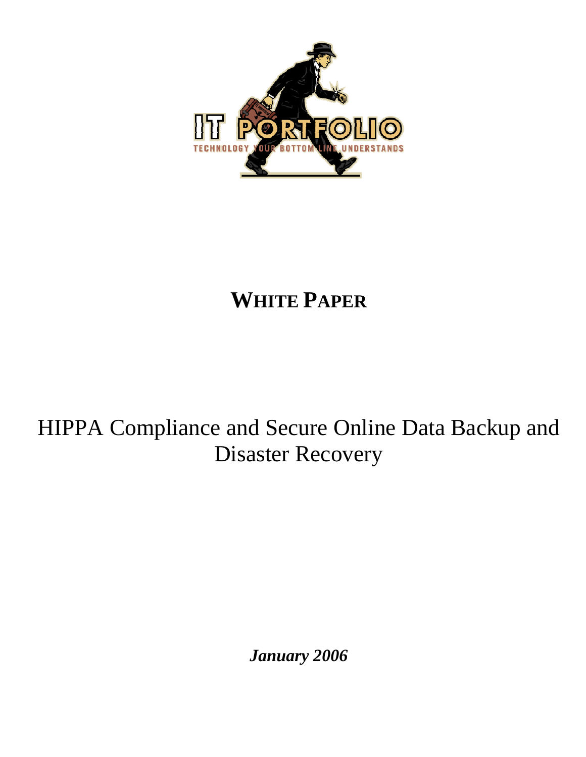IT PORTFOLIO

TECHNOLOGY YOUR BOTTOM LINE UNDERSTANDS

# WHITE PAPER

# HIPPA Compliance and Secure Online Data Backup and Disaster Recovery

***January 2006***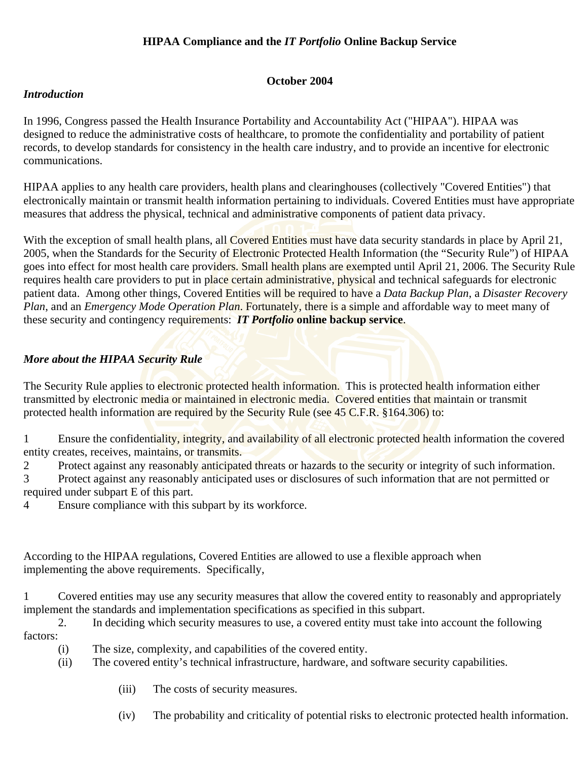**HIPAA Compliance and the *IT Portfolio* Online Backup Service**

**October 2004**

***Introduction***

In 1996, Congress passed the Health Insurance Portability and Accountability Act ("HIPAA"). HIPAA was designed to reduce the administrative costs of healthcare, to promote the confidentiality and portability of patient records, to develop standards for consistency in the health care industry, and to provide an incentive for electronic communications.

HIPAA applies to any health care providers, health plans and clearinghouses (collectively "Covered Entities") that electronically maintain or transmit health information pertaining to individuals. Covered Entities must have appropriate measures that address the physical, technical and administrative components of patient data privacy.

With the exception of small health plans, all Covered Entities must have data security standards in place by April 21, 2005, when the Standards for the Security of Electronic Protected Health Information (the "Security Rule") of HIPAA goes into effect for most health care providers. Small health plans are exempted until April 21, 2006. The Security Rule requires health care providers to put in place certain administrative, physical and technical safeguards for electronic patient data. Among other things, Covered Entities will be required to have a *Data Backup Plan*, a *Disaster Recovery Plan*, and an *Emergency Mode Operation Plan*. Fortunately, there is a simple and affordable way to meet many of these security and contingency requirements: ***IT Portfolio* online backup service**.

***More about the HIPAA Security Rule***

The Security Rule applies to electronic protected health information. This is protected health information either transmitted by electronic media or maintained in electronic media. Covered entities that maintain or transmit protected health information are required by the Security Rule (see 45 C.F.R. §164.306) to:

1 Ensure the confidentiality, integrity, and availability of all electronic protected health information the covered entity creates, receives, maintains, or transmits.
2 Protect against any reasonably anticipated threats or hazards to the security or integrity of such information.
3 Protect against any reasonably anticipated uses or disclosures of such information that are not permitted or required under subpart E of this part.
4 Ensure compliance with this subpart by its workforce.

According to the HIPAA regulations, Covered Entities are allowed to use a flexible approach when implementing the above requirements. Specifically,

1 Covered entities may use any security measures that allow the covered entity to reasonably and appropriately implement the standards and implementation specifications as specified in this subpart.
2. In deciding which security measures to use, a covered entity must take into account the following factors:
   (i) The size, complexity, and capabilities of the covered entity.
   (ii) The covered entity's technical infrastructure, hardware, and software security capabilities.
   (iii) The costs of security measures.
   (iv) The probability and criticality of potential risks to electronic protected health information.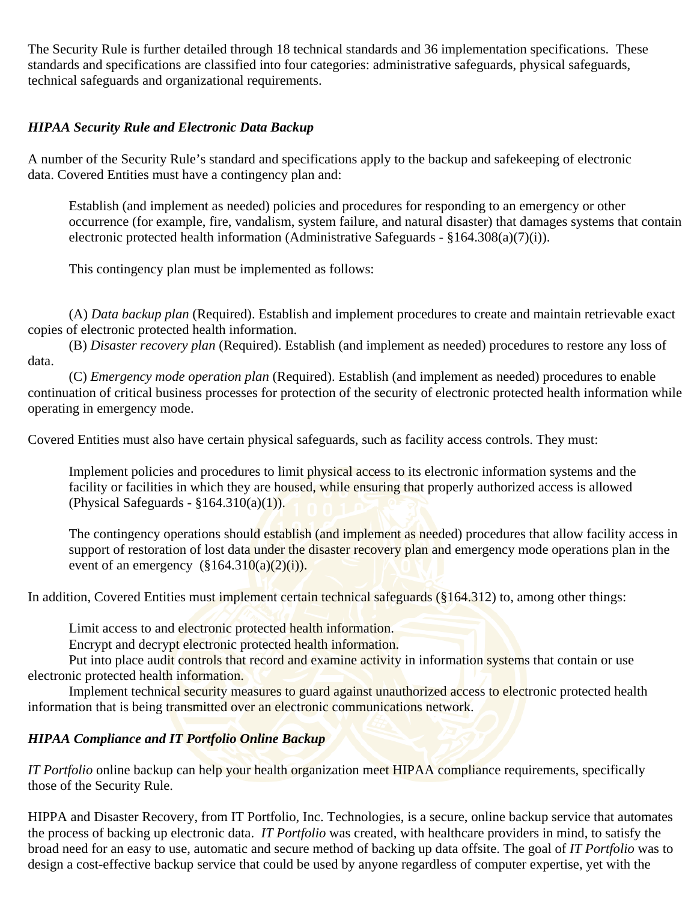The Security Rule is further detailed through 18 technical standards and 36 implementation specifications. These standards and specifications are classified into four categories: administrative safeguards, physical safeguards, technical safeguards and organizational requirements.

### *HIPAA Security Rule and Electronic Data Backup*

A number of the Security Rule's standard and specifications apply to the backup and safekeeping of electronic data. Covered Entities must have a contingency plan and:

> Establish (and implement as needed) policies and procedures for responding to an emergency or other occurrence (for example, fire, vandalism, system failure, and natural disaster) that damages systems that contain electronic protected health information (Administrative Safeguards - §164.308(a)(7)(i)).
>
> This contingency plan must be implemented as follows:

(A) *Data backup plan* (Required). Establish and implement procedures to create and maintain retrievable exact copies of electronic protected health information.

(B) *Disaster recovery plan* (Required). Establish (and implement as needed) procedures to restore any loss of data.

(C) *Emergency mode operation plan* (Required). Establish (and implement as needed) procedures to enable continuation of critical business processes for protection of the security of electronic protected health information while operating in emergency mode.

Covered Entities must also have certain physical safeguards, such as facility access controls. They must:

> Implement policies and procedures to limit physical access to its electronic information systems and the facility or facilities in which they are housed, while ensuring that properly authorized access is allowed (Physical Safeguards - §164.310(a)(1)).
>
> The contingency operations should establish (and implement as needed) procedures that allow facility access in support of restoration of lost data under the disaster recovery plan and emergency mode operations plan in the event of an emergency (§164.310(a)(2)(i)).

In addition, Covered Entities must implement certain technical safeguards (§164.312) to, among other things:

Limit access to and electronic protected health information.

Encrypt and decrypt electronic protected health information.

Put into place audit controls that record and examine activity in information systems that contain or use electronic protected health information.

Implement technical security measures to guard against unauthorized access to electronic protected health information that is being transmitted over an electronic communications network.

### *HIPAA Compliance and IT Portfolio Online Backup*

*IT Portfolio* online backup can help your health organization meet HIPAA compliance requirements, specifically those of the Security Rule.

HIPPA and Disaster Recovery, from IT Portfolio, Inc. Technologies, is a secure, online backup service that automates the process of backing up electronic data. *IT Portfolio* was created, with healthcare providers in mind, to satisfy the broad need for an easy to use, automatic and secure method of backing up data offsite. The goal of *IT Portfolio* was to design a cost-effective backup service that could be used by anyone regardless of computer expertise, yet with the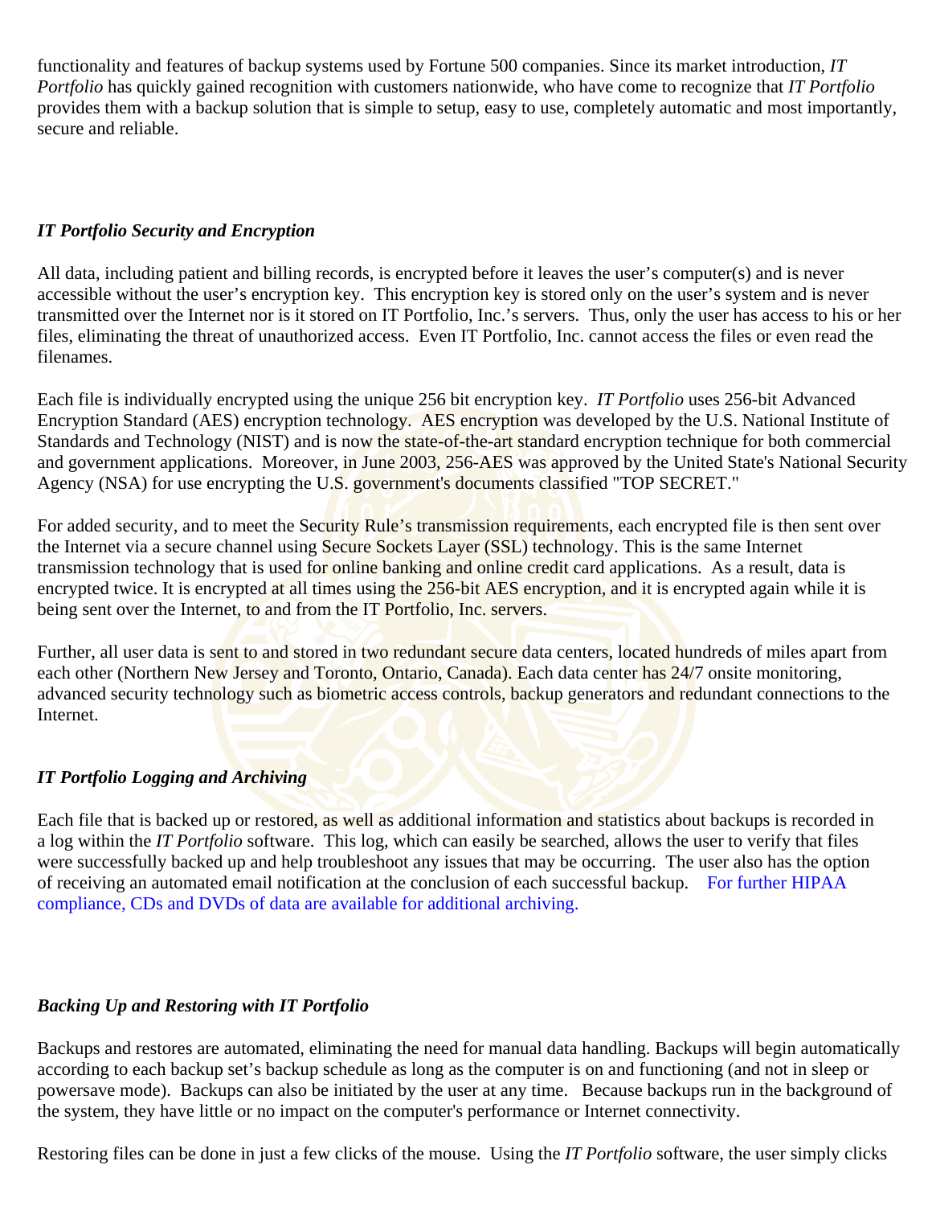functionality and features of backup systems used by Fortune 500 companies. Since its market introduction, *IT Portfolio* has quickly gained recognition with customers nationwide, who have come to recognize that *IT Portfolio* provides them with a backup solution that is simple to setup, easy to use, completely automatic and most importantly, secure and reliable.

***IT Portfolio Security and Encryption***

All data, including patient and billing records, is encrypted before it leaves the user's computer(s) and is never accessible without the user's encryption key. This encryption key is stored only on the user's system and is never transmitted over the Internet nor is it stored on IT Portfolio, Inc.'s servers. Thus, only the user has access to his or her files, eliminating the threat of unauthorized access. Even IT Portfolio, Inc. cannot access the files or even read the filenames.

Each file is individually encrypted using the unique 256 bit encryption key. *IT Portfolio* uses 256-bit Advanced Encryption Standard (AES) encryption technology. AES encryption was developed by the U.S. National Institute of Standards and Technology (NIST) and is now the state-of-the-art standard encryption technique for both commercial and government applications. Moreover, in June 2003, 256-AES was approved by the United State's National Security Agency (NSA) for use encrypting the U.S. government's documents classified "TOP SECRET."

For added security, and to meet the Security Rule's transmission requirements, each encrypted file is then sent over the Internet via a secure channel using Secure Sockets Layer (SSL) technology. This is the same Internet transmission technology that is used for online banking and online credit card applications. As a result, data is encrypted twice. It is encrypted at all times using the 256-bit AES encryption, and it is encrypted again while it is being sent over the Internet, to and from the IT Portfolio, Inc. servers.

Further, all user data is sent to and stored in two redundant secure data centers, located hundreds of miles apart from each other (Northern New Jersey and Toronto, Ontario, Canada). Each data center has 24/7 onsite monitoring, advanced security technology such as biometric access controls, backup generators and redundant connections to the Internet.

***IT Portfolio Logging and Archiving***

Each file that is backed up or restored, as well as additional information and statistics about backups is recorded in a log within the *IT Portfolio* software. This log, which can easily be searched, allows the user to verify that files were successfully backed up and help troubleshoot any issues that may be occurring. The user also has the option of receiving an automated email notification at the conclusion of each successful backup. For further HIPAA compliance, CDs and DVDs of data are available for additional archiving.

***Backing Up and Restoring with IT Portfolio***

Backups and restores are automated, eliminating the need for manual data handling. Backups will begin automatically according to each backup set's backup schedule as long as the computer is on and functioning (and not in sleep or powersave mode). Backups can also be initiated by the user at any time. Because backups run in the background of the system, they have little or no impact on the computer's performance or Internet connectivity.

Restoring files can be done in just a few clicks of the mouse. Using the *IT Portfolio* software, the user simply clicks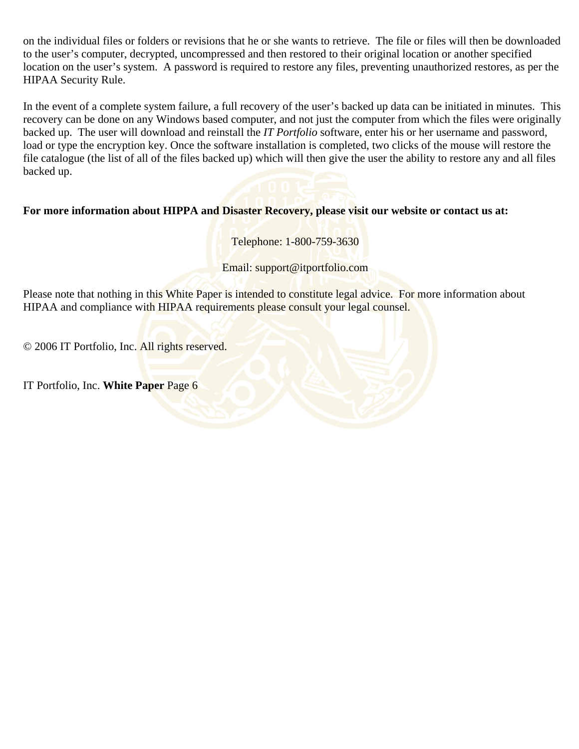on the individual files or folders or revisions that he or she wants to retrieve. The file or files will then be downloaded to the user's computer, decrypted, uncompressed and then restored to their original location or another specified location on the user's system. A password is required to restore any files, preventing unauthorized restores, as per the HIPAA Security Rule.

In the event of a complete system failure, a full recovery of the user's backed up data can be initiated in minutes. This recovery can be done on any Windows based computer, and not just the computer from which the files were originally backed up. The user will download and reinstall the *IT Portfolio* software, enter his or her username and password, load or type the encryption key. Once the software installation is completed, two clicks of the mouse will restore the file catalogue (the list of all of the files backed up) which will then give the user the ability to restore any and all files backed up.

**For more information about HIPPA and Disaster Recovery, please visit our website or contact us at:**

Telephone: 1-800-759-3630

Email: support@itportfolio.com

Please note that nothing in this White Paper is intended to constitute legal advice. For more information about HIPAA and compliance with HIPAA requirements please consult your legal counsel.

© 2006 IT Portfolio, Inc. All rights reserved.